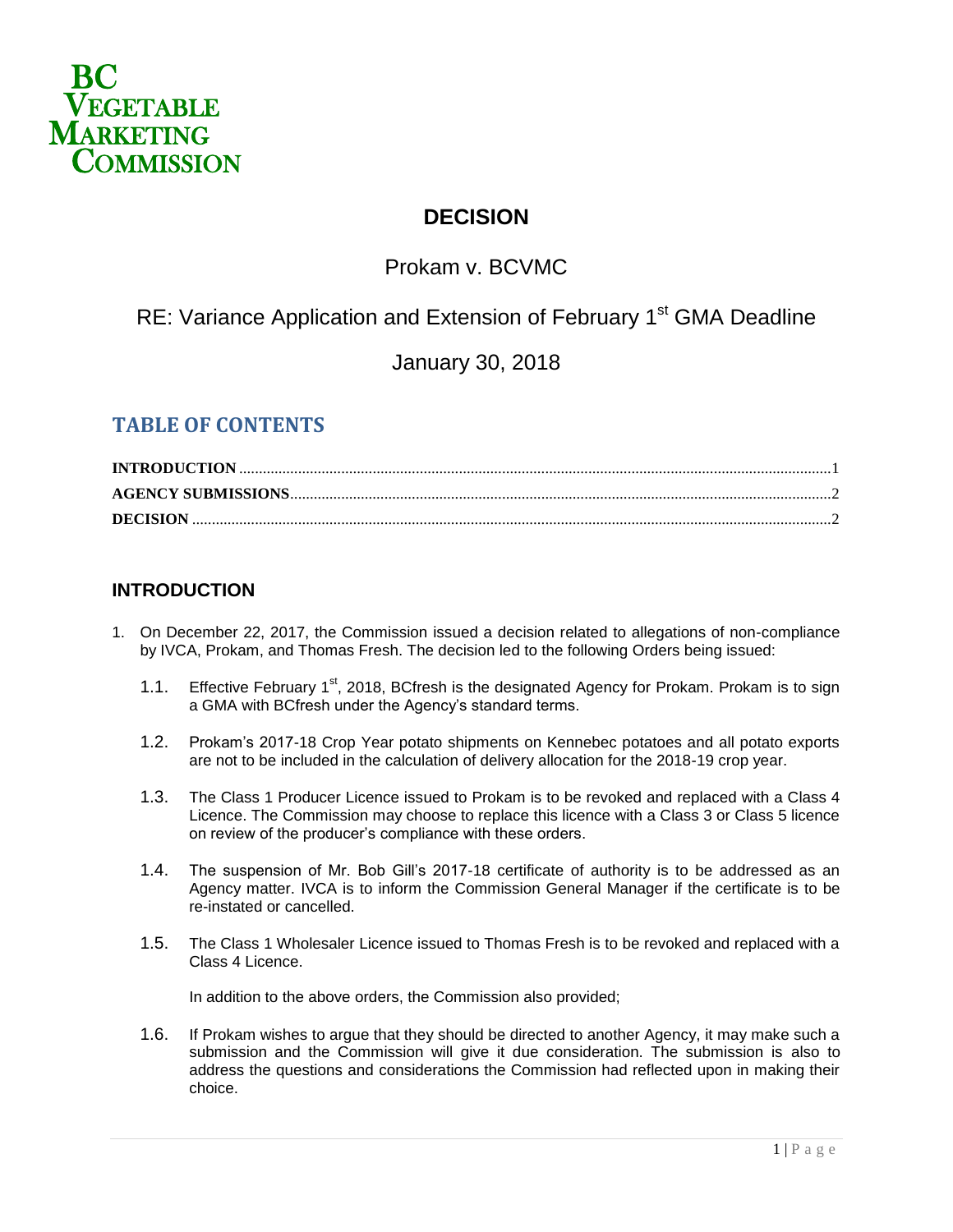BC VEGETABLE MARKETING COMMISSION

# DECISION

## Prokam v. BCVMC

## RE: Variance Application and Extension of February 1st GMA Deadline

## January 30, 2018

## TABLE OF CONTENTS

- INTRODUCTION ........ 1
- AGENCY SUBMISSIONS ........ 2
- DECISION ........ 2

## INTRODUCTION

1. On December 22, 2017, the Commission issued a decision related to allegations of non-compliance by IVCA, Prokam, and Thomas Fresh. The decision led to the following Orders being issued:

   1.1. Effective February 1st, 2018, BCfresh is the designated Agency for Prokam. Prokam is to sign a GMA with BCfresh under the Agency's standard terms.

   1.2. Prokam's 2017-18 Crop Year potato shipments on Kennebec potatoes and all potato exports are not to be included in the calculation of delivery allocation for the 2018-19 crop year.

   1.3. The Class 1 Producer Licence issued to Prokam is to be revoked and replaced with a Class 4 Licence. The Commission may choose to replace this licence with a Class 3 or Class 5 licence on review of the producer's compliance with these orders.

   1.4. The suspension of Mr. Bob Gill's 2017-18 certificate of authority is to be addressed as an Agency matter. IVCA is to inform the Commission General Manager if the certificate is to be re-instated or cancelled.

   1.5. The Class 1 Wholesaler Licence issued to Thomas Fresh is to be revoked and replaced with a Class 4 Licence.

   In addition to the above orders, the Commission also provided;

   1.6. If Prokam wishes to argue that they should be directed to another Agency, it may make such a submission and the Commission will give it due consideration. The submission is also to address the questions and considerations the Commission had reflected upon in making their choice.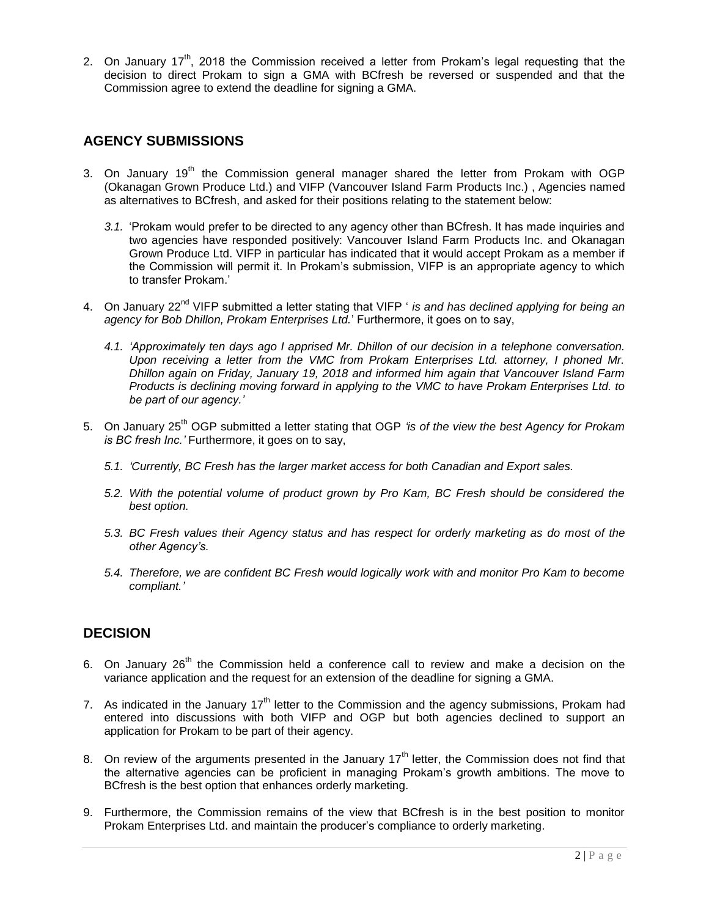2. On January 17th, 2018 the Commission received a letter from Prokam's legal requesting that the decision to direct Prokam to sign a GMA with BCfresh be reversed or suspended and that the Commission agree to extend the deadline for signing a GMA.

## AGENCY SUBMISSIONS

3. On January 19th the Commission general manager shared the letter from Prokam with OGP (Okanagan Grown Produce Ltd.) and VIFP (Vancouver Island Farm Products Inc.) , Agencies named as alternatives to BCfresh, and asked for their positions relating to the statement below:

   *3.1.* 'Prokam would prefer to be directed to any agency other than BCfresh. It has made inquiries and two agencies have responded positively: Vancouver Island Farm Products Inc. and Okanagan Grown Produce Ltd. VIFP in particular has indicated that it would accept Prokam as a member if the Commission will permit it. In Prokam's submission, VIFP is an appropriate agency to which to transfer Prokam.'

4. On January 22nd VIFP submitted a letter stating that VIFP ' *is and has declined applying for being an agency for Bob Dhillon, Prokam Enterprises Ltd.*' Furthermore, it goes on to say,

   *4.1. 'Approximately ten days ago I apprised Mr. Dhillon of our decision in a telephone conversation. Upon receiving a letter from the VMC from Prokam Enterprises Ltd. attorney, I phoned Mr. Dhillon again on Friday, January 19, 2018 and informed him again that Vancouver Island Farm Products is declining moving forward in applying to the VMC to have Prokam Enterprises Ltd. to be part of our agency.'*

5. On January 25th OGP submitted a letter stating that OGP *'is of the view the best Agency for Prokam is BC fresh Inc.'* Furthermore, it goes on to say,

   *5.1. 'Currently, BC Fresh has the larger market access for both Canadian and Export sales.*

   *5.2. With the potential volume of product grown by Pro Kam, BC Fresh should be considered the best option.*

   *5.3. BC Fresh values their Agency status and has respect for orderly marketing as do most of the other Agency's.*

   *5.4. Therefore, we are confident BC Fresh would logically work with and monitor Pro Kam to become compliant.'*

## DECISION

6. On January 26th the Commission held a conference call to review and make a decision on the variance application and the request for an extension of the deadline for signing a GMA.

7. As indicated in the January 17th letter to the Commission and the agency submissions, Prokam had entered into discussions with both VIFP and OGP but both agencies declined to support an application for Prokam to be part of their agency.

8. On review of the arguments presented in the January 17th letter, the Commission does not find that the alternative agencies can be proficient in managing Prokam's growth ambitions. The move to BCfresh is the best option that enhances orderly marketing.

9. Furthermore, the Commission remains of the view that BCfresh is in the best position to monitor Prokam Enterprises Ltd. and maintain the producer's compliance to orderly marketing.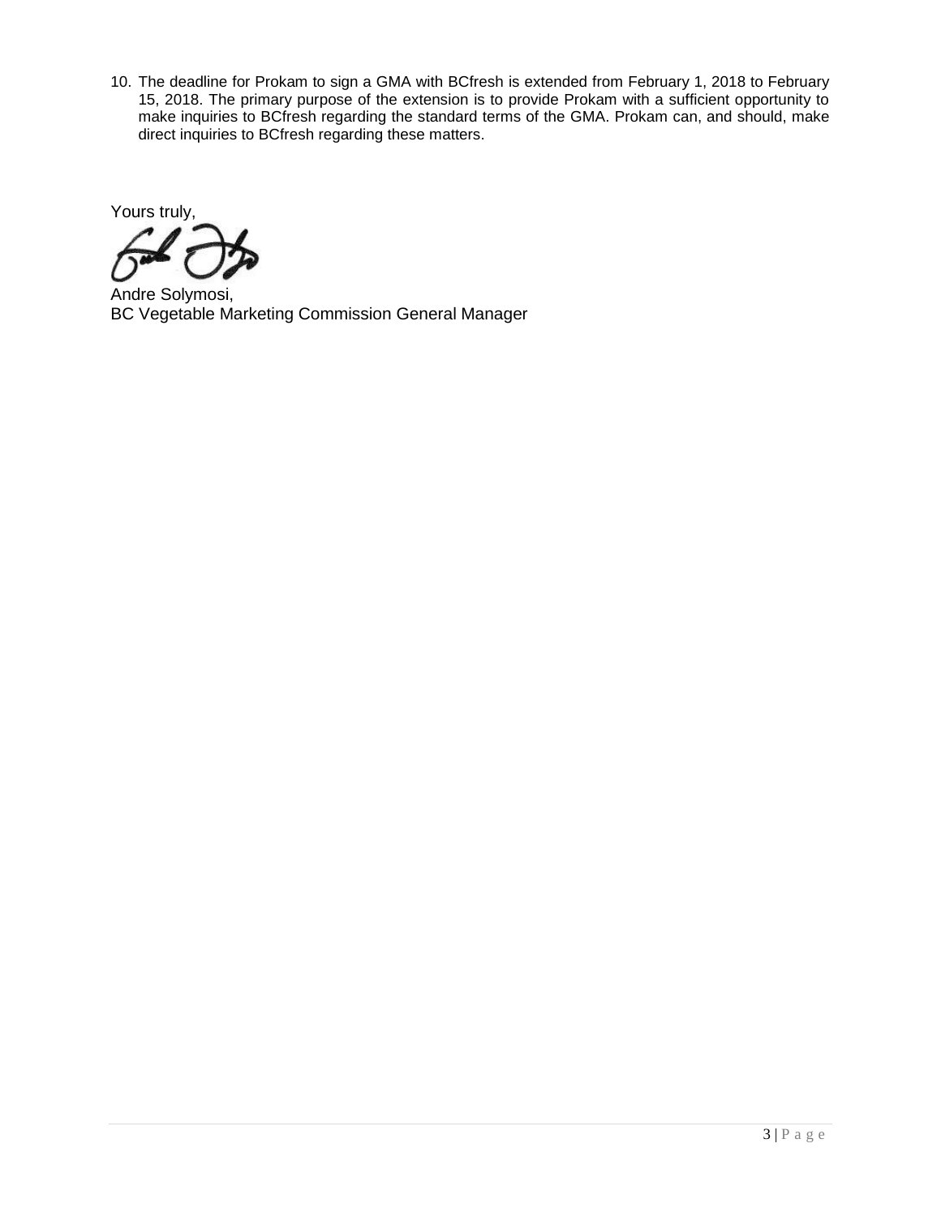10. The deadline for Prokam to sign a GMA with BCfresh is extended from February 1, 2018 to February 15, 2018. The primary purpose of the extension is to provide Prokam with a sufficient opportunity to make inquiries to BCfresh regarding the standard terms of the GMA. Prokam can, and should, make direct inquiries to BCfresh regarding these matters.

Yours truly,

Andre Solymosi,
BC Vegetable Marketing Commission General Manager